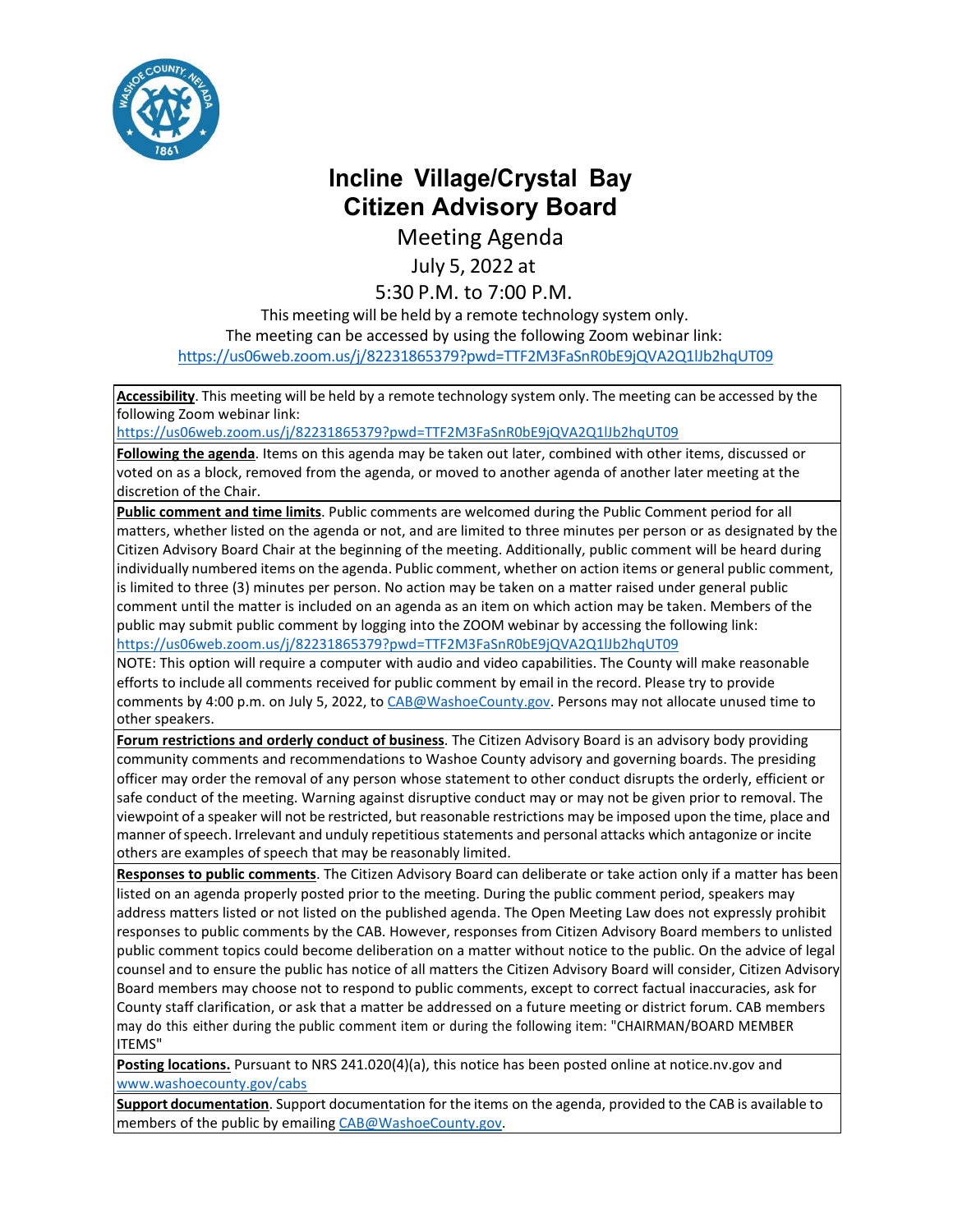# Incline Village/Crystal Bay Citizen Advisory Board

## Meeting Agenda

July 5, 2022 at

5:30 P.M. to 7:00 P.M.

This meeting will be held by a remote technology system only.

The meeting can be accessed by using the following Zoom webinar link:

https://us06web.zoom.us/j/82231865379?pwd=TTF2M3FaSnR0bE9jQVA2Q1lJb2hqUT09

**Accessibility**. This meeting will be held by a remote technology system only. The meeting can be accessed by the following Zoom webinar link:
https://us06web.zoom.us/j/82231865379?pwd=TTF2M3FaSnR0bE9jQVA2Q1lJb2hqUT09

**Following the agenda**. Items on this agenda may be taken out later, combined with other items, discussed or voted on as a block, removed from the agenda, or moved to another agenda of another later meeting at the discretion of the Chair.

**Public comment and time limits**. Public comments are welcomed during the Public Comment period for all matters, whether listed on the agenda or not, and are limited to three minutes per person or as designated by the Citizen Advisory Board Chair at the beginning of the meeting. Additionally, public comment will be heard during individually numbered items on the agenda. Public comment, whether on action items or general public comment, is limited to three (3) minutes per person. No action may be taken on a matter raised under general public comment until the matter is included on an agenda as an item on which action may be taken. Members of the public may submit public comment by logging into the ZOOM webinar by accessing the following link:
https://us06web.zoom.us/j/82231865379?pwd=TTF2M3FaSnR0bE9jQVA2Q1lJb2hqUT09
NOTE: This option will require a computer with audio and video capabilities. The County will make reasonable efforts to include all comments received for public comment by email in the record. Please try to provide comments by 4:00 p.m. on July 5, 2022, to CAB@WashoeCounty.gov. Persons may not allocate unused time to other speakers.

**Forum restrictions and orderly conduct of business**. The Citizen Advisory Board is an advisory body providing community comments and recommendations to Washoe County advisory and governing boards. The presiding officer may order the removal of any person whose statement to other conduct disrupts the orderly, efficient or safe conduct of the meeting. Warning against disruptive conduct may or may not be given prior to removal. The viewpoint of a speaker will not be restricted, but reasonable restrictions may be imposed upon the time, place and manner of speech. Irrelevant and unduly repetitious statements and personal attacks which antagonize or incite others are examples of speech that may be reasonably limited.

**Responses to public comments**. The Citizen Advisory Board can deliberate or take action only if a matter has been listed on an agenda properly posted prior to the meeting. During the public comment period, speakers may address matters listed or not listed on the published agenda. The Open Meeting Law does not expressly prohibit responses to public comments by the CAB. However, responses from Citizen Advisory Board members to unlisted public comment topics could become deliberation on a matter without notice to the public. On the advice of legal counsel and to ensure the public has notice of all matters the Citizen Advisory Board will consider, Citizen Advisory Board members may choose not to respond to public comments, except to correct factual inaccuracies, ask for County staff clarification, or ask that a matter be addressed on a future meeting or district forum. CAB members may do this either during the public comment item or during the following item: "CHAIRMAN/BOARD MEMBER ITEMS"

**Posting locations.** Pursuant to NRS 241.020(4)(a), this notice has been posted online at notice.nv.gov and www.washoecounty.gov/cabs

**Support documentation**. Support documentation for the items on the agenda, provided to the CAB is available to members of the public by emailing CAB@WashoeCounty.gov.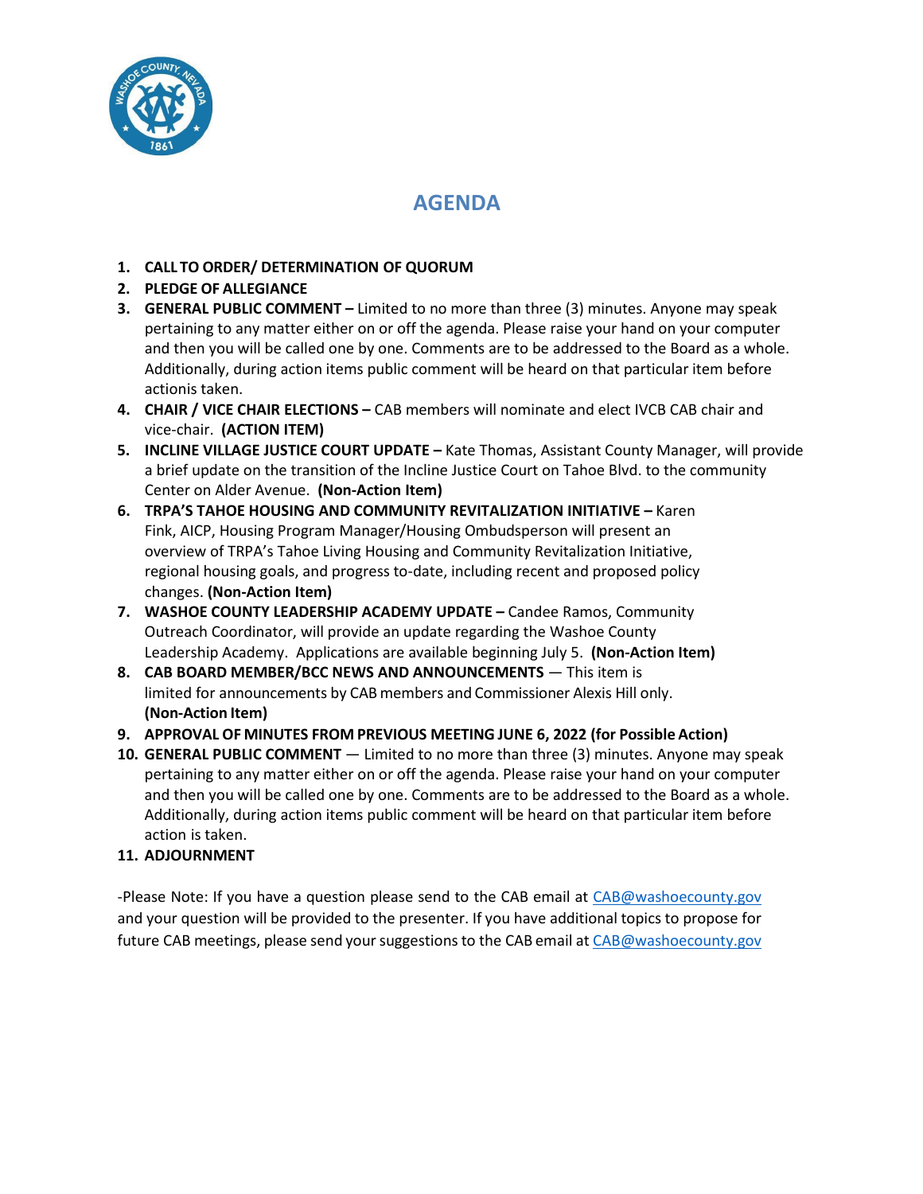# AGENDA

1. **CALL TO ORDER/ DETERMINATION OF QUORUM**
2. **PLEDGE OF ALLEGIANCE**
3. **GENERAL PUBLIC COMMENT –** Limited to no more than three (3) minutes. Anyone may speak pertaining to any matter either on or off the agenda. Please raise your hand on your computer and then you will be called one by one. Comments are to be addressed to the Board as a whole. Additionally, during action items public comment will be heard on that particular item before actionis taken.
4. **CHAIR / VICE CHAIR ELECTIONS –** CAB members will nominate and elect IVCB CAB chair and vice-chair. **(ACTION ITEM)**
5. **INCLINE VILLAGE JUSTICE COURT UPDATE –** Kate Thomas, Assistant County Manager, will provide a brief update on the transition of the Incline Justice Court on Tahoe Blvd. to the community Center on Alder Avenue. **(Non-Action Item)**
6. **TRPA'S TAHOE HOUSING AND COMMUNITY REVITALIZATION INITIATIVE –** Karen Fink, AICP, Housing Program Manager/Housing Ombudsperson will present an overview of TRPA's Tahoe Living Housing and Community Revitalization Initiative, regional housing goals, and progress to-date, including recent and proposed policy changes. **(Non-Action Item)**
7. **WASHOE COUNTY LEADERSHIP ACADEMY UPDATE –** Candee Ramos, Community Outreach Coordinator, will provide an update regarding the Washoe County Leadership Academy. Applications are available beginning July 5. **(Non-Action Item)**
8. **CAB BOARD MEMBER/BCC NEWS AND ANNOUNCEMENTS** — This item is limited for announcements by CAB members and Commissioner Alexis Hill only. **(Non-Action Item)**
9. **APPROVAL OF MINUTES FROM PREVIOUS MEETING JUNE 6, 2022 (for Possible Action)**
10. **GENERAL PUBLIC COMMENT** — Limited to no more than three (3) minutes. Anyone may speak pertaining to any matter either on or off the agenda. Please raise your hand on your computer and then you will be called one by one. Comments are to be addressed to the Board as a whole. Additionally, during action items public comment will be heard on that particular item before action is taken.
11. **ADJOURNMENT**

-Please Note: If you have a question please send to the CAB email at CAB@washoecounty.gov and your question will be provided to the presenter. If you have additional topics to propose for future CAB meetings, please send your suggestions to the CAB email at CAB@washoecounty.gov